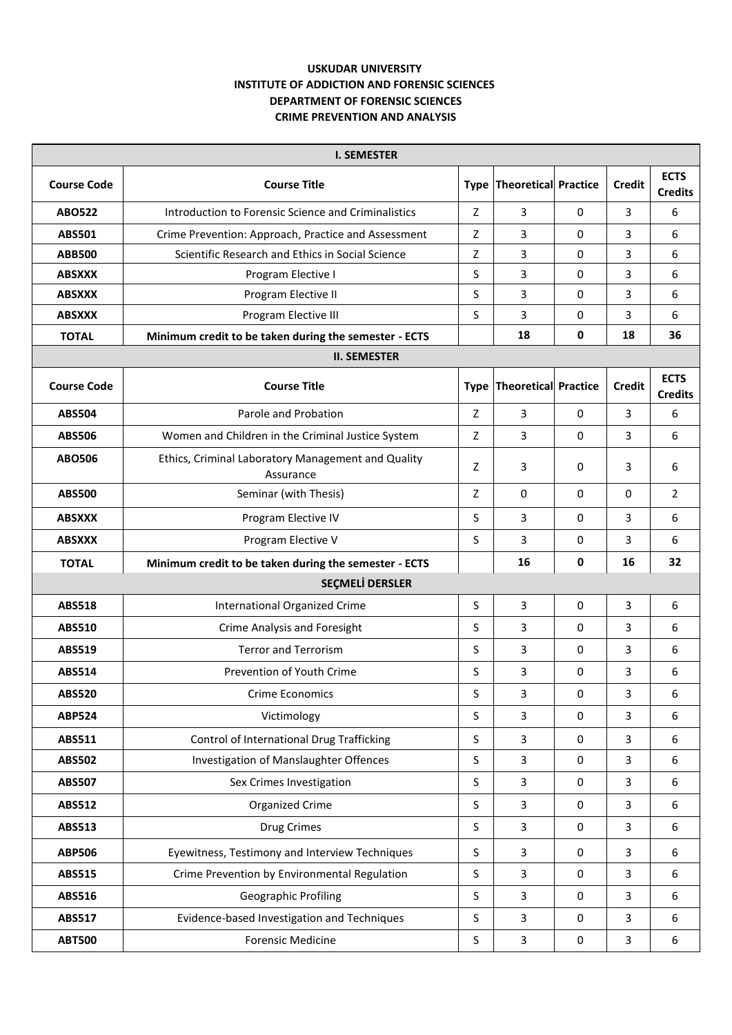**USKUDAR UNIVERSITY**
**INSTITUTE OF ADDICTION AND FORENSIC SCIENCES**
**DEPARTMENT OF FORENSIC SCIENCES**
**CRIME PREVENTION AND ANALYSIS**

| **I. SEMESTER** | | | | | | |
|---|---|---|---|---|---|---|
| **Course Code** | **Course Title** | **Type** | **Theoretical** | **Practice** | **Credit** | **ECTS Credits** |
| **ABO522** | Introduction to Forensic Science and Criminalistics | Z | 3 | 0 | 3 | 6 |
| **ABS501** | Crime Prevention: Approach, Practice and Assessment | Z | 3 | 0 | 3 | 6 |
| **ABB500** | Scientific Research and Ethics in Social Science | Z | 3 | 0 | 3 | 6 |
| **ABSXXX** | Program Elective I | S | 3 | 0 | 3 | 6 |
| **ABSXXX** | Program Elective II | S | 3 | 0 | 3 | 6 |
| **ABSXXX** | Program Elective III | S | 3 | 0 | 3 | 6 |
| **TOTAL** | **Minimum credit to be taken during the semester - ECTS** | | **18** | **0** | **18** | **36** |
| **II. SEMESTER** | | | | | | |
| **Course Code** | **Course Title** | **Type** | **Theoretical** | **Practice** | **Credit** | **ECTS Credits** |
| **ABS504** | Parole and Probation | Z | 3 | 0 | 3 | 6 |
| **ABS506** | Women and Children in the Criminal Justice System | Z | 3 | 0 | 3 | 6 |
| **ABO506** | Ethics, Criminal Laboratory Management and Quality Assurance | Z | 3 | 0 | 3 | 6 |
| **ABS500** | Seminar (with Thesis) | Z | 0 | 0 | 0 | 2 |
| **ABSXXX** | Program Elective IV | S | 3 | 0 | 3 | 6 |
| **ABSXXX** | Program Elective V | S | 3 | 0 | 3 | 6 |
| **TOTAL** | **Minimum credit to be taken during the semester - ECTS** | | **16** | **0** | **16** | **32** |
| **SEÇMELİ DERSLER** | | | | | | |
| **ABS518** | International Organized Crime | S | 3 | 0 | 3 | 6 |
| **ABS510** | Crime Analysis and Foresight | S | 3 | 0 | 3 | 6 |
| **ABS519** | Terror and Terrorism | S | 3 | 0 | 3 | 6 |
| **ABS514** | Prevention of Youth Crime | S | 3 | 0 | 3 | 6 |
| **ABS520** | Crime Economics | S | 3 | 0 | 3 | 6 |
| **ABP524** | Victimology | S | 3 | 0 | 3 | 6 |
| **ABS511** | Control of International Drug Trafficking | S | 3 | 0 | 3 | 6 |
| **ABS502** | Investigation of Manslaughter Offences | S | 3 | 0 | 3 | 6 |
| **ABS507** | Sex Crimes Investigation | S | 3 | 0 | 3 | 6 |
| **ABS512** | Organized Crime | S | 3 | 0 | 3 | 6 |
| **ABS513** | Drug Crimes | S | 3 | 0 | 3 | 6 |
| **ABP506** | Eyewitness, Testimony and Interview Techniques | S | 3 | 0 | 3 | 6 |
| **ABS515** | Crime Prevention by Environmental Regulation | S | 3 | 0 | 3 | 6 |
| **ABS516** | Geographic Profiling | S | 3 | 0 | 3 | 6 |
| **ABS517** | Evidence-based Investigation and Techniques | S | 3 | 0 | 3 | 6 |
| **ABT500** | Forensic Medicine | S | 3 | 0 | 3 | 6 |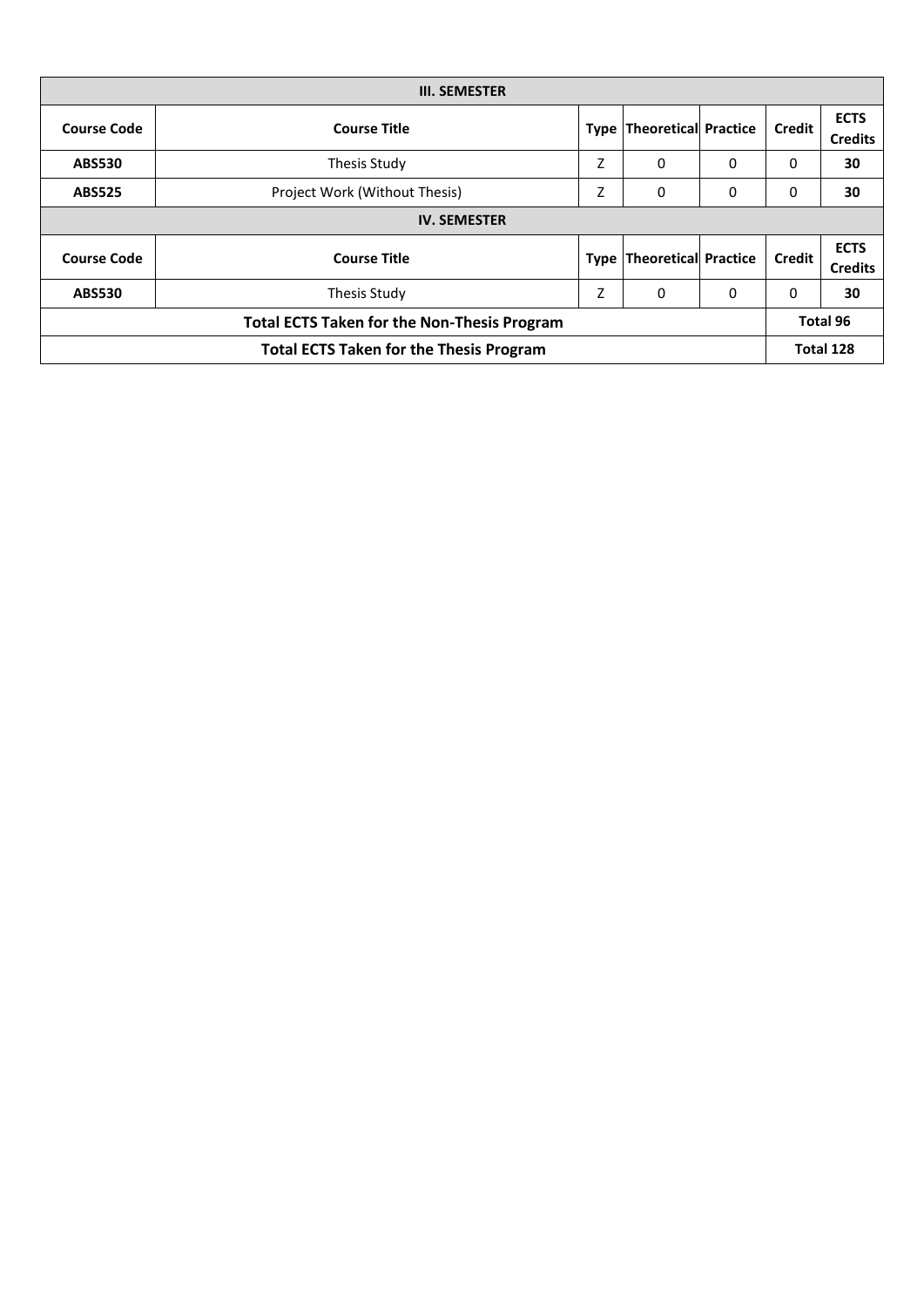| III. SEMESTER | | | | | | |
|---|---|---|---|---|---|---|
| **Course Code** | **Course Title** | **Type** | **Theoretical** | **Practice** | **Credit** | **ECTS Credits** |
| **ABS530** | Thesis Study | Z | 0 | 0 | 0 | **30** |
| **ABS525** | Project Work (Without Thesis) | Z | 0 | 0 | 0 | **30** |
| **IV. SEMESTER** | | | | | | |
| **Course Code** | **Course Title** | **Type** | **Theoretical** | **Practice** | **Credit** | **ECTS Credits** |
| **ABS530** | Thesis Study | Z | 0 | 0 | 0 | **30** |
| **Total ECTS Taken for the Non-Thesis Program** | | | | | **Total 96** | |
| **Total ECTS Taken for the Thesis Program** | | | | | **Total 128** | |